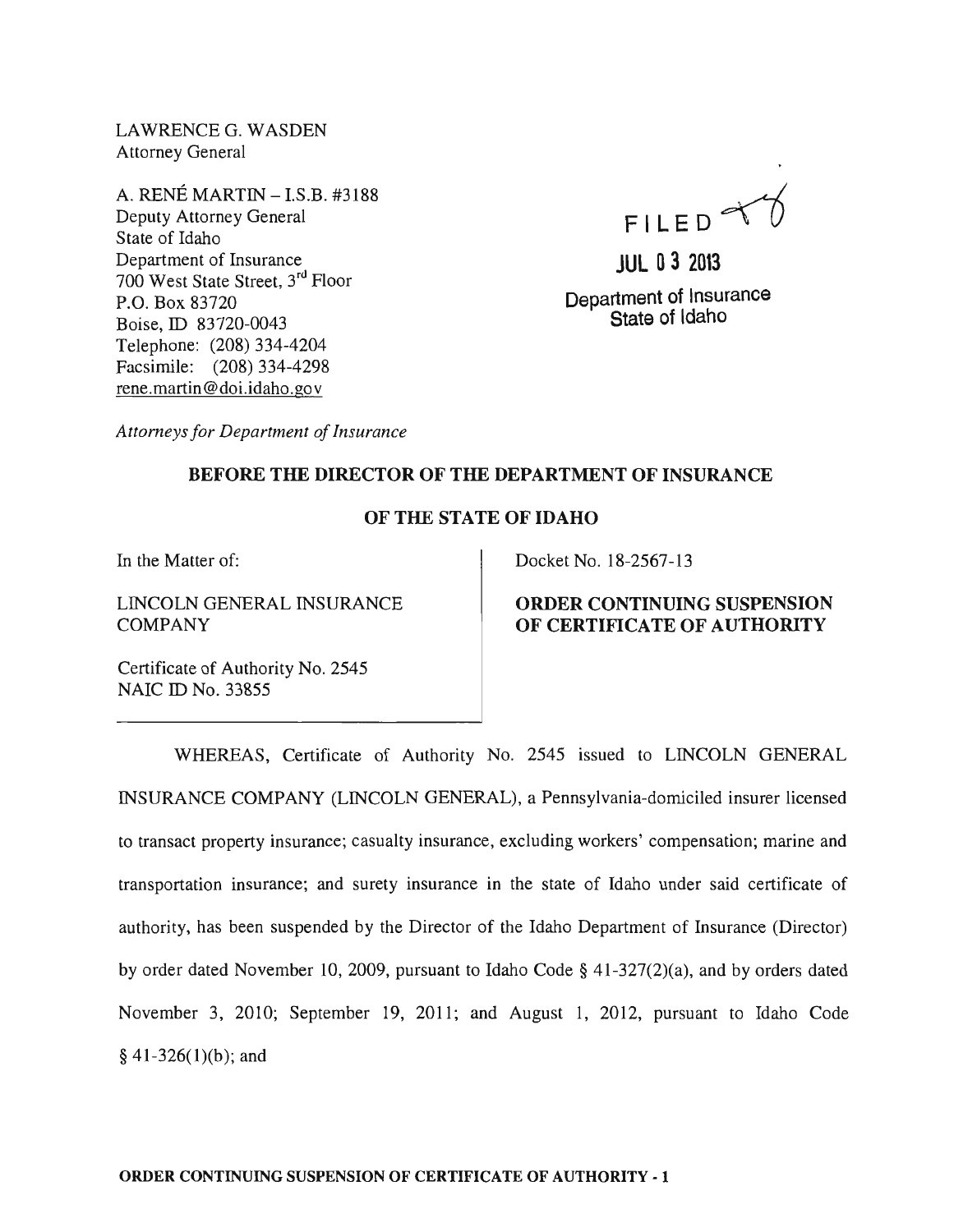LAWRENCE G. WASDEN
Attorney General

A. RENÉ MARTIN – I.S.B. #3188
Deputy Attorney General
State of Idaho
Department of Insurance
700 West State Street, 3rd Floor
P.O. Box 83720
Boise, ID 83720-0043
Telephone: (208) 334-4204
Facsimile: (208) 334-4298
rene.martin@doi.idaho.gov

FILED

JUL 03 2013

Department of Insurance
State of Idaho

*Attorneys for Department of Insurance*

**BEFORE THE DIRECTOR OF THE DEPARTMENT OF INSURANCE**

**OF THE STATE OF IDAHO**

In the Matter of:

LINCOLN GENERAL INSURANCE COMPANY

Certificate of Authority No. 2545
NAIC ID No. 33855

Docket No. 18-2567-13

**ORDER CONTINUING SUSPENSION OF CERTIFICATE OF AUTHORITY**

WHEREAS, Certificate of Authority No. 2545 issued to LINCOLN GENERAL INSURANCE COMPANY (LINCOLN GENERAL), a Pennsylvania-domiciled insurer licensed to transact property insurance; casualty insurance, excluding workers' compensation; marine and transportation insurance; and surety insurance in the state of Idaho under said certificate of authority, has been suspended by the Director of the Idaho Department of Insurance (Director) by order dated November 10, 2009, pursuant to Idaho Code § 41-327(2)(a), and by orders dated November 3, 2010; September 19, 2011; and August 1, 2012, pursuant to Idaho Code § 41-326(1)(b); and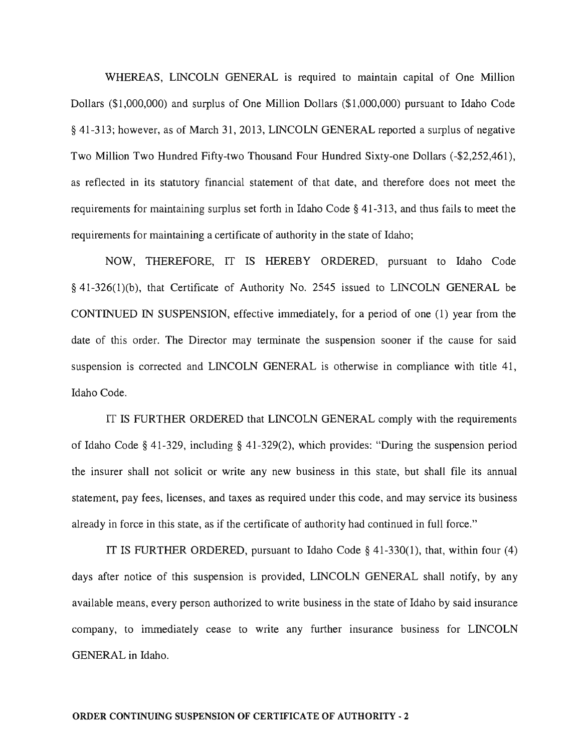WHEREAS, LINCOLN GENERAL is required to maintain capital of One Million Dollars ($1,000,000) and surplus of One Million Dollars ($1,000,000) pursuant to Idaho Code § 41-313; however, as of March 31, 2013, LINCOLN GENERAL reported a surplus of negative Two Million Two Hundred Fifty-two Thousand Four Hundred Sixty-one Dollars (-$2,252,461), as reflected in its statutory financial statement of that date, and therefore does not meet the requirements for maintaining surplus set forth in Idaho Code § 41-313, and thus fails to meet the requirements for maintaining a certificate of authority in the state of Idaho;

NOW, THEREFORE, IT IS HEREBY ORDERED, pursuant to Idaho Code § 41-326(1)(b), that Certificate of Authority No. 2545 issued to LINCOLN GENERAL be CONTINUED IN SUSPENSION, effective immediately, for a period of one (1) year from the date of this order. The Director may terminate the suspension sooner if the cause for said suspension is corrected and LINCOLN GENERAL is otherwise in compliance with title 41, Idaho Code.

IT IS FURTHER ORDERED that LINCOLN GENERAL comply with the requirements of Idaho Code § 41-329, including § 41-329(2), which provides: "During the suspension period the insurer shall not solicit or write any new business in this state, but shall file its annual statement, pay fees, licenses, and taxes as required under this code, and may service its business already in force in this state, as if the certificate of authority had continued in full force."

IT IS FURTHER ORDERED, pursuant to Idaho Code § 41-330(1), that, within four (4) days after notice of this suspension is provided, LINCOLN GENERAL shall notify, by any available means, every person authorized to write business in the state of Idaho by said insurance company, to immediately cease to write any further insurance business for LINCOLN GENERAL in Idaho.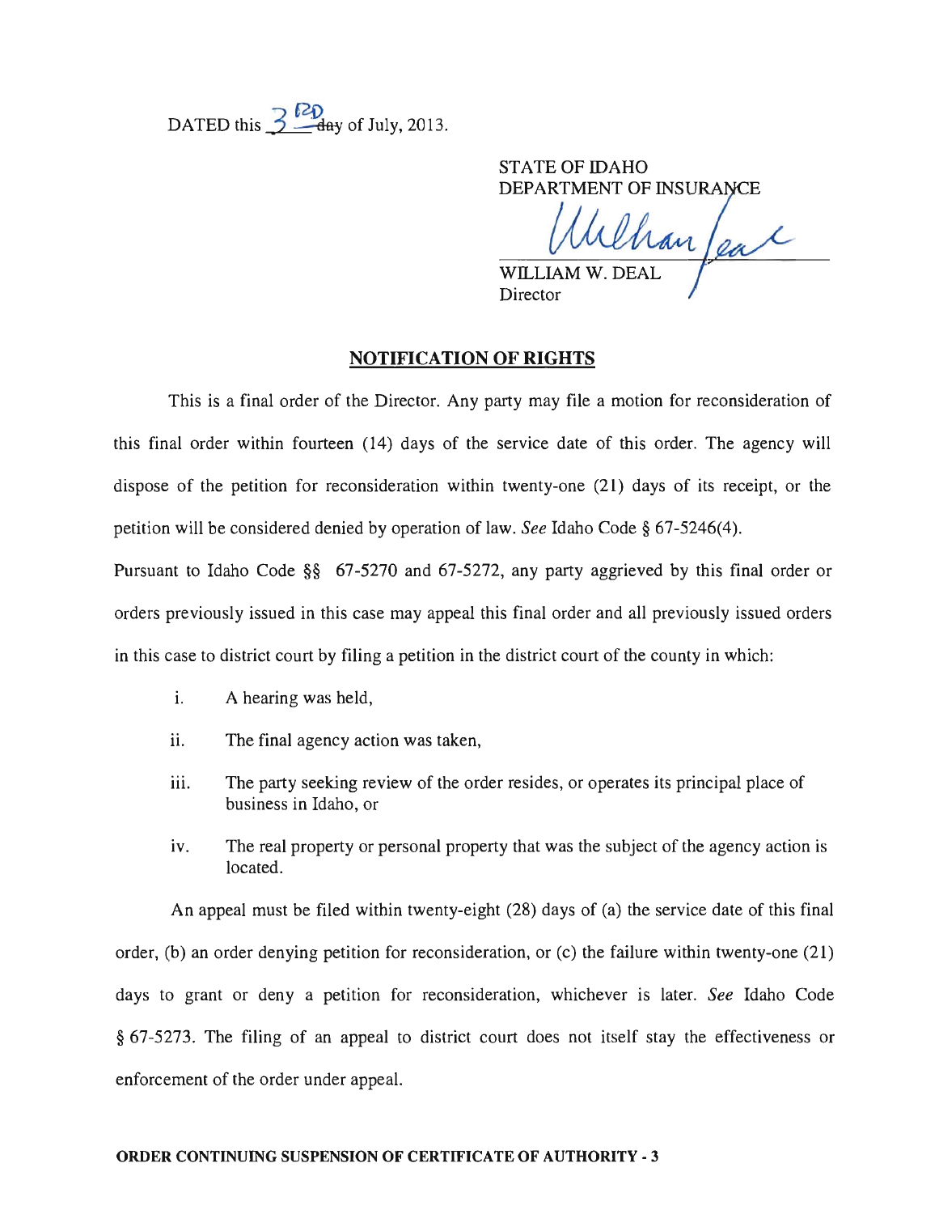DATED this 3RD day of July, 2013.

STATE OF IDAHO
DEPARTMENT OF INSURANCE

WILLIAM W. DEAL
Director

## NOTIFICATION OF RIGHTS

This is a final order of the Director. Any party may file a motion for reconsideration of this final order within fourteen (14) days of the service date of this order. The agency will dispose of the petition for reconsideration within twenty-one (21) days of its receipt, or the petition will be considered denied by operation of law. *See* Idaho Code § 67-5246(4).

Pursuant to Idaho Code §§ 67-5270 and 67-5272, any party aggrieved by this final order or orders previously issued in this case may appeal this final order and all previously issued orders in this case to district court by filing a petition in the district court of the county in which:

i. A hearing was held,

ii. The final agency action was taken,

iii. The party seeking review of the order resides, or operates its principal place of business in Idaho, or

iv. The real property or personal property that was the subject of the agency action is located.

An appeal must be filed within twenty-eight (28) days of (a) the service date of this final order, (b) an order denying petition for reconsideration, or (c) the failure within twenty-one (21) days to grant or deny a petition for reconsideration, whichever is later. *See* Idaho Code § 67-5273. The filing of an appeal to district court does not itself stay the effectiveness or enforcement of the order under appeal.

**ORDER CONTINUING SUSPENSION OF CERTIFICATE OF AUTHORITY - 3**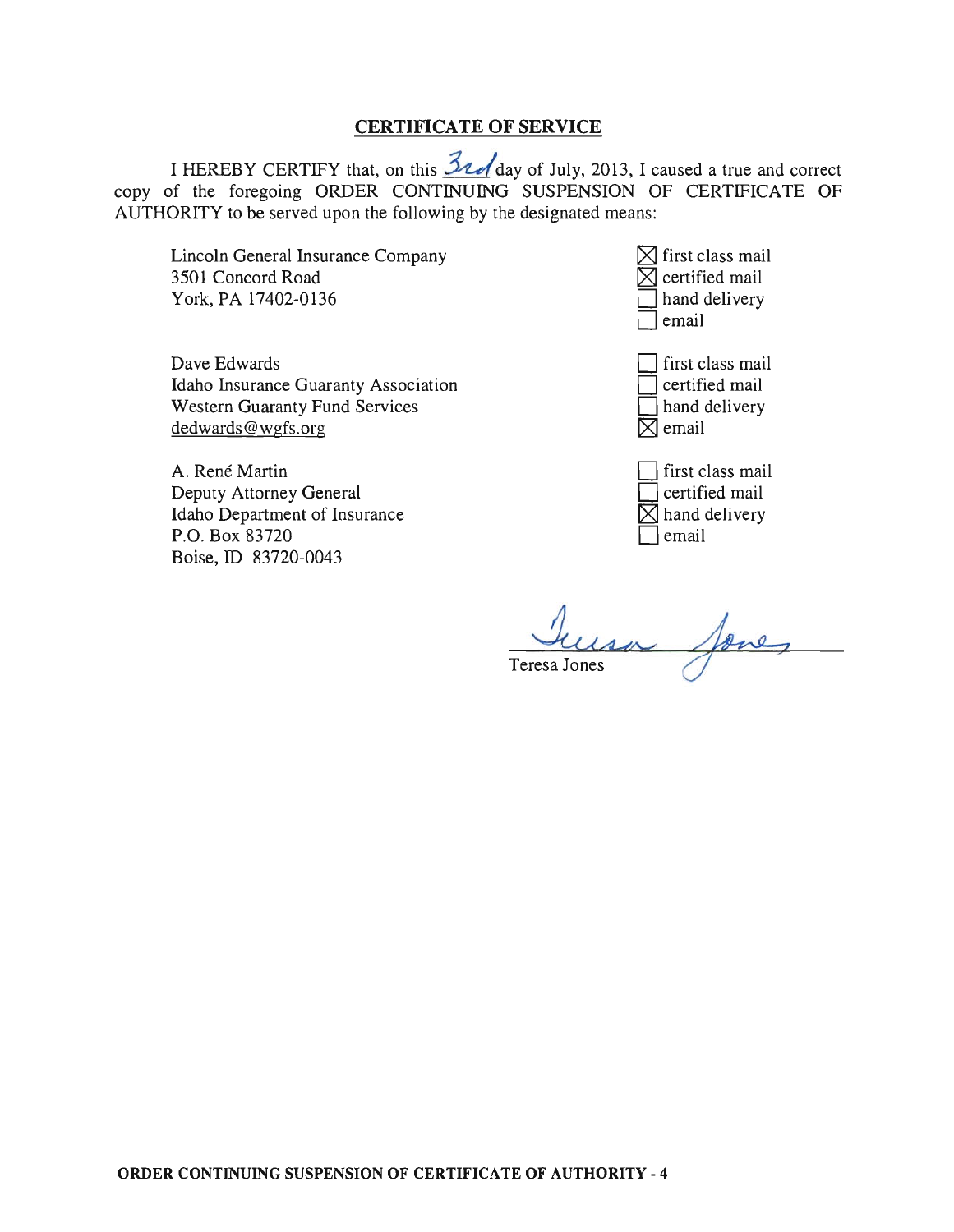## CERTIFICATE OF SERVICE

I HEREBY CERTIFY that, on this 3rd day of July, 2013, I caused a true and correct copy of the foregoing ORDER CONTINUING SUSPENSION OF CERTIFICATE OF AUTHORITY to be served upon the following by the designated means:

| | |
|---|---|
| Lincoln General Insurance Company<br>3501 Concord Road<br>York, PA 17402-0136 | ☒ first class mail<br>☒ certified mail<br>☐ hand delivery<br>☐ email |
| Dave Edwards<br>Idaho Insurance Guaranty Association<br>Western Guaranty Fund Services<br>dedwards@wgfs.org | ☐ first class mail<br>☐ certified mail<br>☐ hand delivery<br>☒ email |
| A. René Martin<br>Deputy Attorney General<br>Idaho Department of Insurance<br>P.O. Box 83720<br>Boise, ID 83720-0043 | ☐ first class mail<br>☐ certified mail<br>☒ hand delivery<br>☐ email |

Teresa Jones